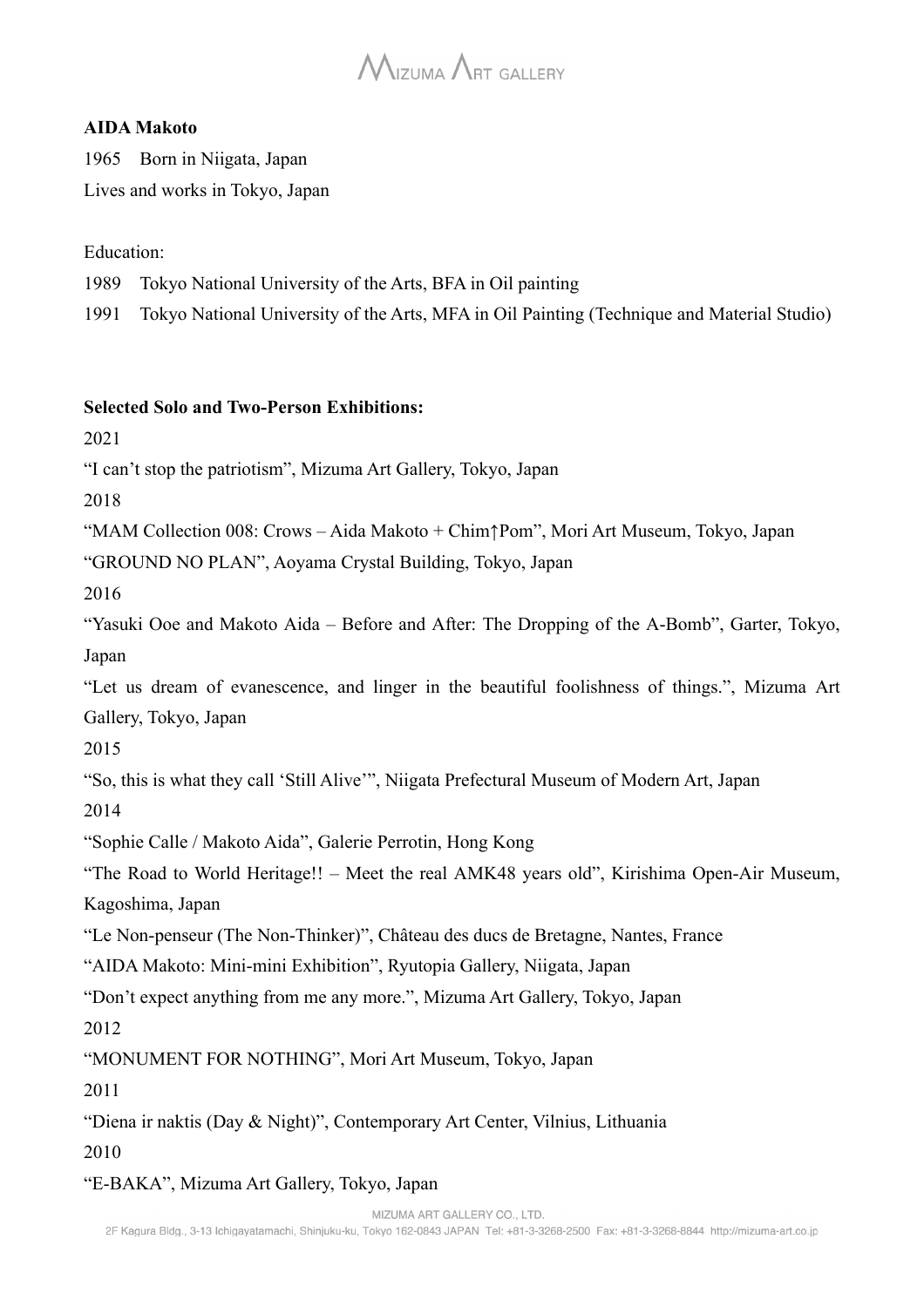**AIDA Makoto**

1965 Born in Niigata, Japan

Lives and works in Tokyo, Japan

Education:

1989 Tokyo National University of the Arts, BFA in Oil painting

1991 Tokyo National University of the Arts, MFA in Oil Painting (Technique and Material Studio)

**Selected Solo and Two-Person Exhibitions:**

2021

"I can't stop the patriotism", Mizuma Art Gallery, Tokyo, Japan

2018

"MAM Collection 008: Crows – Aida Makoto + Chim↑Pom", Mori Art Museum, Tokyo, Japan

"GROUND NO PLAN", Aoyama Crystal Building, Tokyo, Japan

2016

"Yasuki Ooe and Makoto Aida – Before and After: The Dropping of the A-Bomb", Garter, Tokyo, Japan

"Let us dream of evanescence, and linger in the beautiful foolishness of things.", Mizuma Art Gallery, Tokyo, Japan

2015

"So, this is what they call 'Still Alive'", Niigata Prefectural Museum of Modern Art, Japan

2014

"Sophie Calle / Makoto Aida", Galerie Perrotin, Hong Kong

"The Road to World Heritage!! – Meet the real AMK48 years old", Kirishima Open-Air Museum, Kagoshima, Japan

"Le Non-penseur (The Non-Thinker)", Château des ducs de Bretagne, Nantes, France

"AIDA Makoto: Mini-mini Exhibition", Ryutopia Gallery, Niigata, Japan

"Don't expect anything from me any more.", Mizuma Art Gallery, Tokyo, Japan

2012

"MONUMENT FOR NOTHING", Mori Art Museum, Tokyo, Japan

2011

"Diena ir naktis (Day & Night)", Contemporary Art Center, Vilnius, Lithuania

2010

"E-BAKA", Mizuma Art Gallery, Tokyo, Japan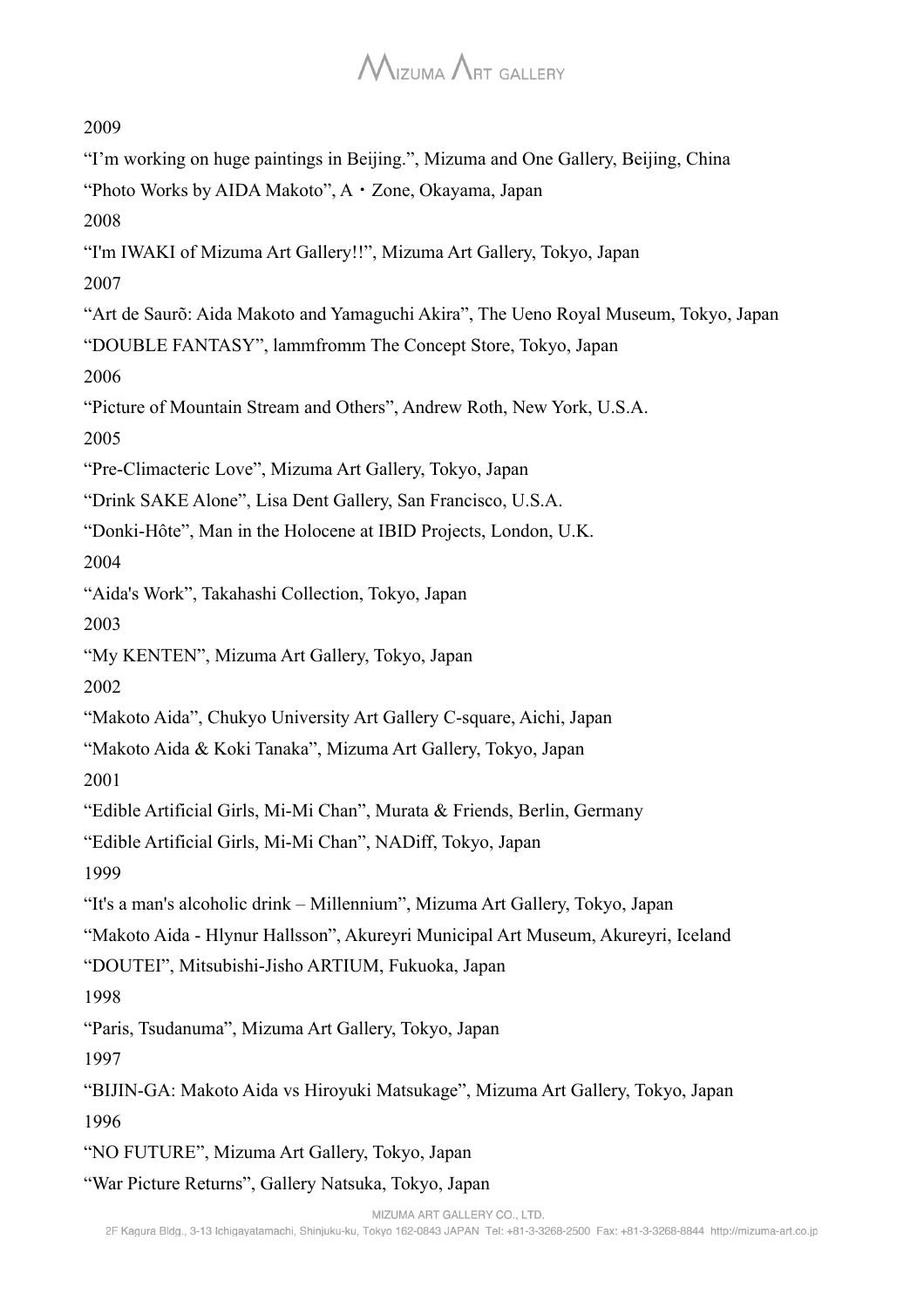2009

“I’m working on huge paintings in Beijing.”, Mizuma and One Gallery, Beijing, China

“Photo Works by AIDA Makoto”, A・Zone, Okayama, Japan

2008

“I'm IWAKI of Mizuma Art Gallery!!”, Mizuma Art Gallery, Tokyo, Japan

2007

“Art de Saurõ: Aida Makoto and Yamaguchi Akira”, The Ueno Royal Museum, Tokyo, Japan

“DOUBLE FANTASY”, lammfromm The Concept Store, Tokyo, Japan

2006

“Picture of Mountain Stream and Others”, Andrew Roth, New York, U.S.A.

2005

“Pre-Climacteric Love”, Mizuma Art Gallery, Tokyo, Japan

“Drink SAKE Alone”, Lisa Dent Gallery, San Francisco, U.S.A.

“Donki-Hôte”, Man in the Holocene at IBID Projects, London, U.K.

2004

“Aida's Work”, Takahashi Collection, Tokyo, Japan

2003

“My KENTEN”, Mizuma Art Gallery, Tokyo, Japan

2002

“Makoto Aida”, Chukyo University Art Gallery C-square, Aichi, Japan

“Makoto Aida & Koki Tanaka”, Mizuma Art Gallery, Tokyo, Japan

2001

“Edible Artificial Girls, Mi-Mi Chan”, Murata & Friends, Berlin, Germany

“Edible Artificial Girls, Mi-Mi Chan”, NADiff, Tokyo, Japan

1999

“It's a man's alcoholic drink – Millennium”, Mizuma Art Gallery, Tokyo, Japan

“Makoto Aida - Hlynur Hallsson”, Akureyri Municipal Art Museum, Akureyri, Iceland

“DOUTEI”, Mitsubishi-Jisho ARTIUM, Fukuoka, Japan

1998

“Paris, Tsudanuma”, Mizuma Art Gallery, Tokyo, Japan

1997

“BIJIN-GA: Makoto Aida vs Hiroyuki Matsukage”, Mizuma Art Gallery, Tokyo, Japan

1996

“NO FUTURE”, Mizuma Art Gallery, Tokyo, Japan

“War Picture Returns”, Gallery Natsuka, Tokyo, Japan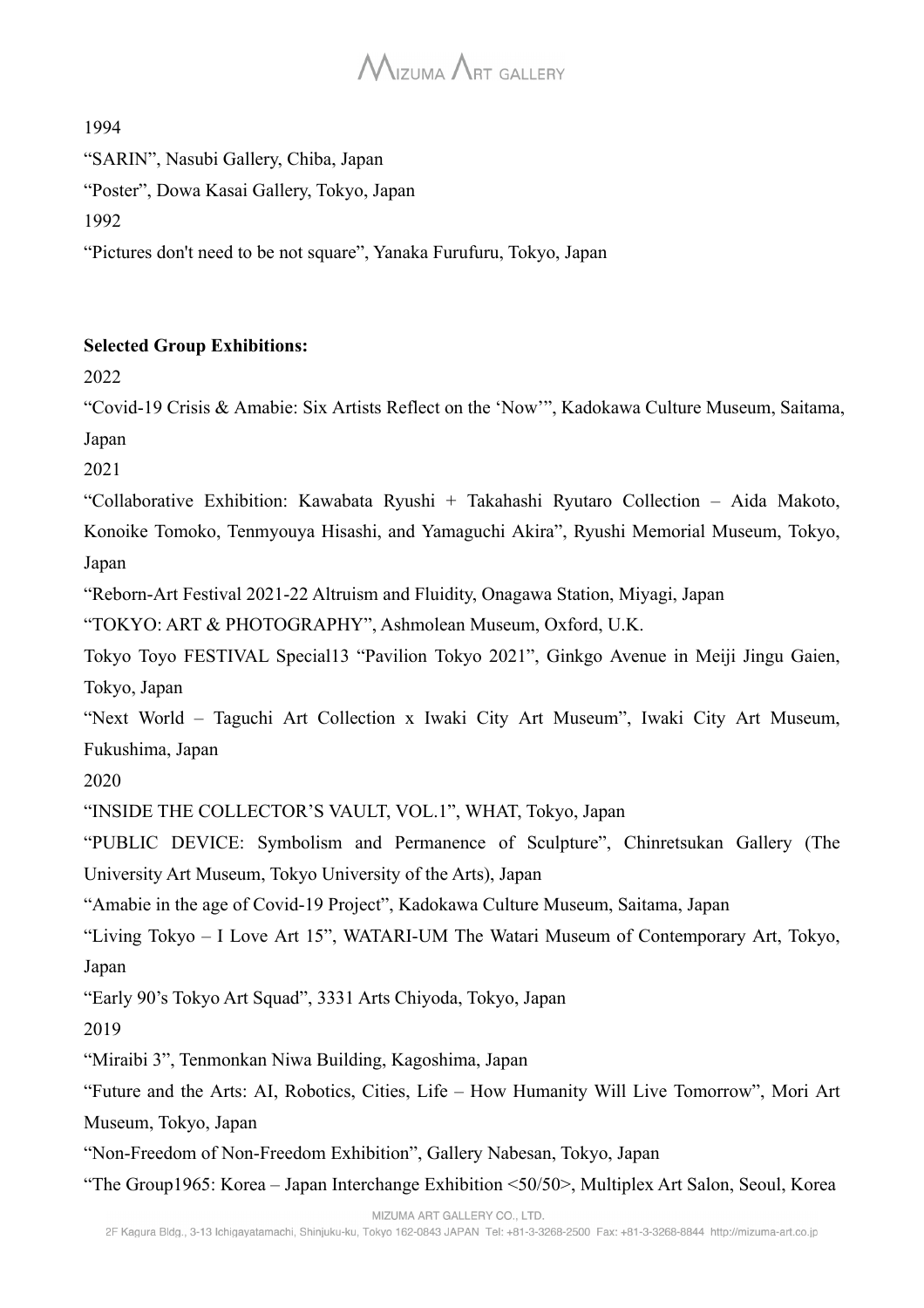1994

“SARIN”, Nasubi Gallery, Chiba, Japan

“Poster”, Dowa Kasai Gallery, Tokyo, Japan

1992

“Pictures don't need to be not square”, Yanaka Furufuru, Tokyo, Japan

**Selected Group Exhibitions:**

2022

“Covid-19 Crisis & Amabie: Six Artists Reflect on the ‘Now’”, Kadokawa Culture Museum, Saitama, Japan

2021

“Collaborative Exhibition: Kawabata Ryushi + Takahashi Ryutaro Collection – Aida Makoto, Konoike Tomoko, Tenmyouya Hisashi, and Yamaguchi Akira”, Ryushi Memorial Museum, Tokyo, Japan

“Reborn-Art Festival 2021-22 Altruism and Fluidity, Onagawa Station, Miyagi, Japan

“TOKYO: ART & PHOTOGRAPHY”, Ashmolean Museum, Oxford, U.K.

Tokyo Toyo FESTIVAL Special13 “Pavilion Tokyo 2021”, Ginkgo Avenue in Meiji Jingu Gaien, Tokyo, Japan

“Next World – Taguchi Art Collection x Iwaki City Art Museum”, Iwaki City Art Museum, Fukushima, Japan

2020

“INSIDE THE COLLECTOR’S VAULT, VOL.1”, WHAT, Tokyo, Japan

“PUBLIC DEVICE: Symbolism and Permanence of Sculpture”, Chinretsukan Gallery (The University Art Museum, Tokyo University of the Arts), Japan

“Amabie in the age of Covid-19 Project”, Kadokawa Culture Museum, Saitama, Japan

“Living Tokyo – I Love Art 15”, WATARI-UM The Watari Museum of Contemporary Art, Tokyo, Japan

“Early 90’s Tokyo Art Squad”, 3331 Arts Chiyoda, Tokyo, Japan

2019

“Miraibi 3”, Tenmonkan Niwa Building, Kagoshima, Japan

“Future and the Arts: AI, Robotics, Cities, Life – How Humanity Will Live Tomorrow”, Mori Art Museum, Tokyo, Japan

“Non-Freedom of Non-Freedom Exhibition”, Gallery Nabesan, Tokyo, Japan

“The Group1965: Korea – Japan Interchange Exhibition <50/50>, Multiplex Art Salon, Seoul, Korea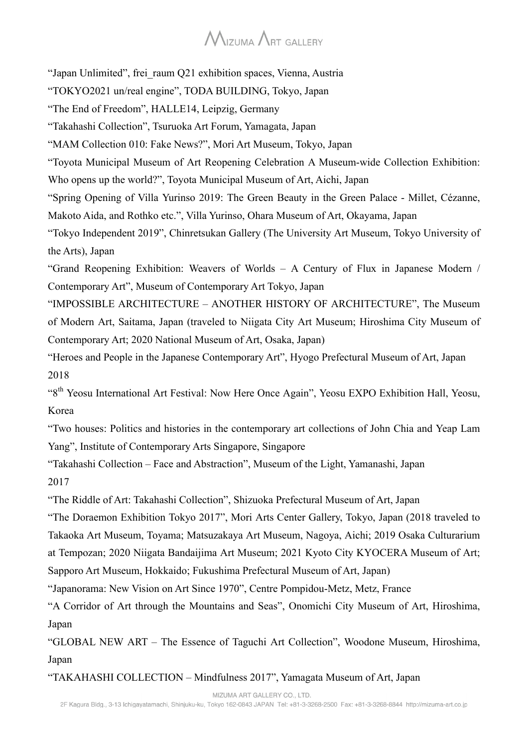“Japan Unlimited”, frei_raum Q21 exhibition spaces, Vienna, Austria

“TOKYO2021 un/real engine”, TODA BUILDING, Tokyo, Japan

“The End of Freedom”, HALLE14, Leipzig, Germany

“Takahashi Collection”, Tsuruoka Art Forum, Yamagata, Japan

“MAM Collection 010: Fake News?”, Mori Art Museum, Tokyo, Japan

“Toyota Municipal Museum of Art Reopening Celebration A Museum-wide Collection Exhibition: Who opens up the world?”, Toyota Municipal Museum of Art, Aichi, Japan

“Spring Opening of Villa Yurinso 2019: The Green Beauty in the Green Palace - Millet, Cézanne, Makoto Aida, and Rothko etc.”, Villa Yurinso, Ohara Museum of Art, Okayama, Japan

“Tokyo Independent 2019”, Chinretsukan Gallery (The University Art Museum, Tokyo University of the Arts), Japan

“Grand Reopening Exhibition: Weavers of Worlds – A Century of Flux in Japanese Modern / Contemporary Art”, Museum of Contemporary Art Tokyo, Japan

“IMPOSSIBLE ARCHITECTURE – ANOTHER HISTORY OF ARCHITECTURE”, The Museum of Modern Art, Saitama, Japan (traveled to Niigata City Art Museum; Hiroshima City Museum of Contemporary Art; 2020 National Museum of Art, Osaka, Japan)

“Heroes and People in the Japanese Contemporary Art”, Hyogo Prefectural Museum of Art, Japan

2018

“8th Yeosu International Art Festival: Now Here Once Again”, Yeosu EXPO Exhibition Hall, Yeosu, Korea

“Two houses: Politics and histories in the contemporary art collections of John Chia and Yeap Lam Yang”, Institute of Contemporary Arts Singapore, Singapore

“Takahashi Collection – Face and Abstraction”, Museum of the Light, Yamanashi, Japan

2017

“The Riddle of Art: Takahashi Collection”, Shizuoka Prefectural Museum of Art, Japan

“The Doraemon Exhibition Tokyo 2017”, Mori Arts Center Gallery, Tokyo, Japan (2018 traveled to Takaoka Art Museum, Toyama; Matsuzakaya Art Museum, Nagoya, Aichi; 2019 Osaka Culturarium at Tempozan; 2020 Niigata Bandaijima Art Museum; 2021 Kyoto City KYOCERA Museum of Art; Sapporo Art Museum, Hokkaido; Fukushima Prefectural Museum of Art, Japan)

“Japanorama: New Vision on Art Since 1970”, Centre Pompidou-Metz, Metz, France

“A Corridor of Art through the Mountains and Seas”, Onomichi City Museum of Art, Hiroshima, Japan

“GLOBAL NEW ART – The Essence of Taguchi Art Collection”, Woodone Museum, Hiroshima, Japan

“TAKAHASHI COLLECTION – Mindfulness 2017”, Yamagata Museum of Art, Japan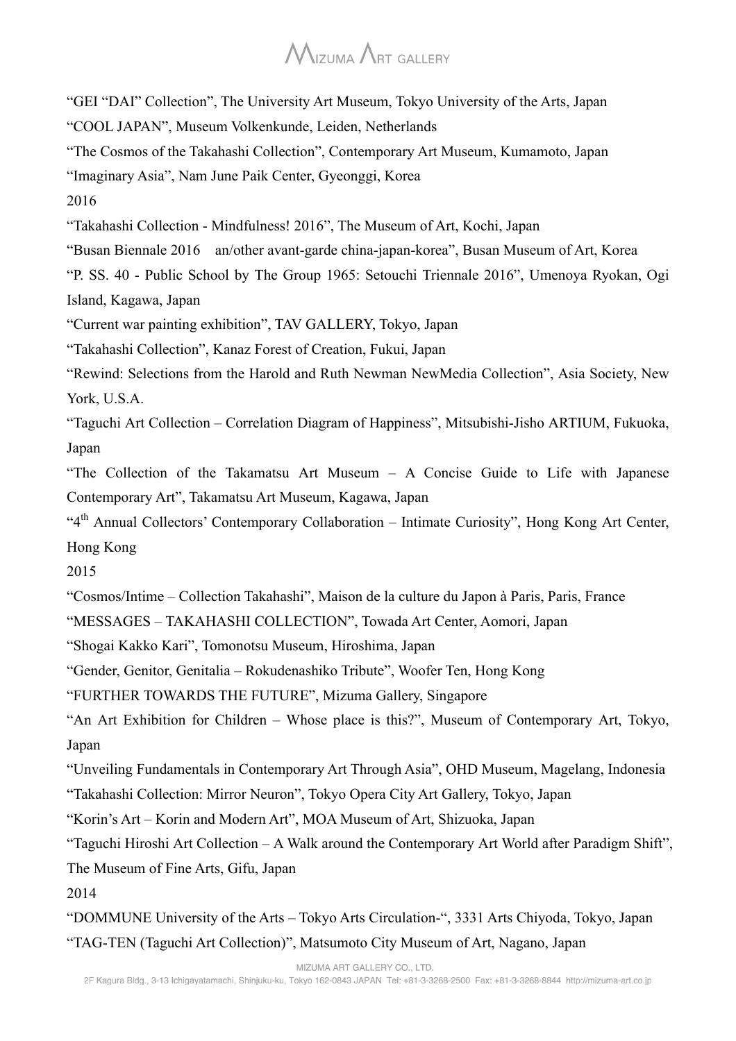"GEI "DAI" Collection", The University Art Museum, Tokyo University of the Arts, Japan

"COOL JAPAN", Museum Volkenkunde, Leiden, Netherlands

"The Cosmos of the Takahashi Collection", Contemporary Art Museum, Kumamoto, Japan

"Imaginary Asia", Nam June Paik Center, Gyeonggi, Korea

2016

"Takahashi Collection - Mindfulness! 2016", The Museum of Art, Kochi, Japan

"Busan Biennale 2016　an/other avant-garde china-japan-korea", Busan Museum of Art, Korea

"P. SS. 40 - Public School by The Group 1965: Setouchi Triennale 2016", Umenoya Ryokan, Ogi Island, Kagawa, Japan

"Current war painting exhibition", TAV GALLERY, Tokyo, Japan

"Takahashi Collection", Kanaz Forest of Creation, Fukui, Japan

"Rewind: Selections from the Harold and Ruth Newman NewMedia Collection", Asia Society, New York, U.S.A.

"Taguchi Art Collection – Correlation Diagram of Happiness", Mitsubishi-Jisho ARTIUM, Fukuoka, Japan

"The Collection of the Takamatsu Art Museum – A Concise Guide to Life with Japanese Contemporary Art", Takamatsu Art Museum, Kagawa, Japan

"4th Annual Collectors' Contemporary Collaboration – Intimate Curiosity", Hong Kong Art Center, Hong Kong

2015

"Cosmos/Intime – Collection Takahashi", Maison de la culture du Japon à Paris, Paris, France

"MESSAGES – TAKAHASHI COLLECTION", Towada Art Center, Aomori, Japan

"Shogai Kakko Kari", Tomonotsu Museum, Hiroshima, Japan

"Gender, Genitor, Genitalia – Rokudenashiko Tribute", Woofer Ten, Hong Kong

"FURTHER TOWARDS THE FUTURE", Mizuma Gallery, Singapore

"An Art Exhibition for Children – Whose place is this?", Museum of Contemporary Art, Tokyo, Japan

"Unveiling Fundamentals in Contemporary Art Through Asia", OHD Museum, Magelang, Indonesia

"Takahashi Collection: Mirror Neuron", Tokyo Opera City Art Gallery, Tokyo, Japan

"Korin's Art – Korin and Modern Art", MOA Museum of Art, Shizuoka, Japan

"Taguchi Hiroshi Art Collection – A Walk around the Contemporary Art World after Paradigm Shift", The Museum of Fine Arts, Gifu, Japan

2014

"DOMMUNE University of the Arts – Tokyo Arts Circulation-", 3331 Arts Chiyoda, Tokyo, Japan

"TAG-TEN (Taguchi Art Collection)", Matsumoto City Museum of Art, Nagano, Japan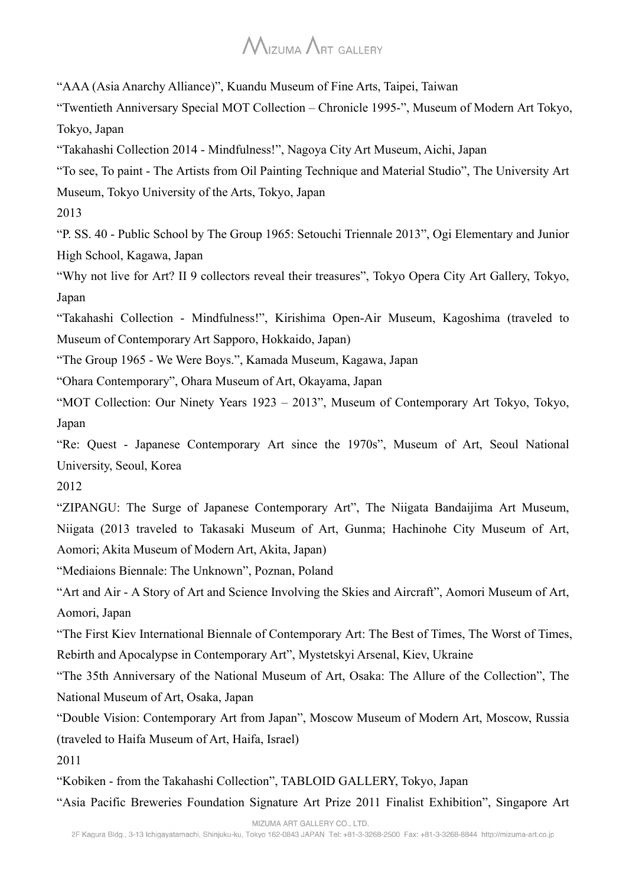"AAA (Asia Anarchy Alliance)", Kuandu Museum of Fine Arts, Taipei, Taiwan

"Twentieth Anniversary Special MOT Collection – Chronicle 1995-", Museum of Modern Art Tokyo, Tokyo, Japan

"Takahashi Collection 2014 - Mindfulness!", Nagoya City Art Museum, Aichi, Japan

"To see, To paint - The Artists from Oil Painting Technique and Material Studio", The University Art Museum, Tokyo University of the Arts, Tokyo, Japan

2013

"P. SS. 40 - Public School by The Group 1965: Setouchi Triennale 2013", Ogi Elementary and Junior High School, Kagawa, Japan

"Why not live for Art? II 9 collectors reveal their treasures", Tokyo Opera City Art Gallery, Tokyo, Japan

"Takahashi Collection - Mindfulness!", Kirishima Open-Air Museum, Kagoshima (traveled to Museum of Contemporary Art Sapporo, Hokkaido, Japan)

"The Group 1965 - We Were Boys.", Kamada Museum, Kagawa, Japan

"Ohara Contemporary", Ohara Museum of Art, Okayama, Japan

"MOT Collection: Our Ninety Years 1923 – 2013", Museum of Contemporary Art Tokyo, Tokyo, Japan

"Re: Quest - Japanese Contemporary Art since the 1970s", Museum of Art, Seoul National University, Seoul, Korea

2012

"ZIPANGU: The Surge of Japanese Contemporary Art", The Niigata Bandaijima Art Museum, Niigata (2013 traveled to Takasaki Museum of Art, Gunma; Hachinohe City Museum of Art, Aomori; Akita Museum of Modern Art, Akita, Japan)

"Mediaions Biennale: The Unknown", Poznan, Poland

"Art and Air - A Story of Art and Science Involving the Skies and Aircraft", Aomori Museum of Art, Aomori, Japan

"The First Kiev International Biennale of Contemporary Art: The Best of Times, The Worst of Times, Rebirth and Apocalypse in Contemporary Art", Mystetskyi Arsenal, Kiev, Ukraine

"The 35th Anniversary of the National Museum of Art, Osaka: The Allure of the Collection", The National Museum of Art, Osaka, Japan

"Double Vision: Contemporary Art from Japan", Moscow Museum of Modern Art, Moscow, Russia (traveled to Haifa Museum of Art, Haifa, Israel)

2011

"Kobiken - from the Takahashi Collection", TABLOID GALLERY, Tokyo, Japan

"Asia Pacific Breweries Foundation Signature Art Prize 2011 Finalist Exhibition", Singapore Art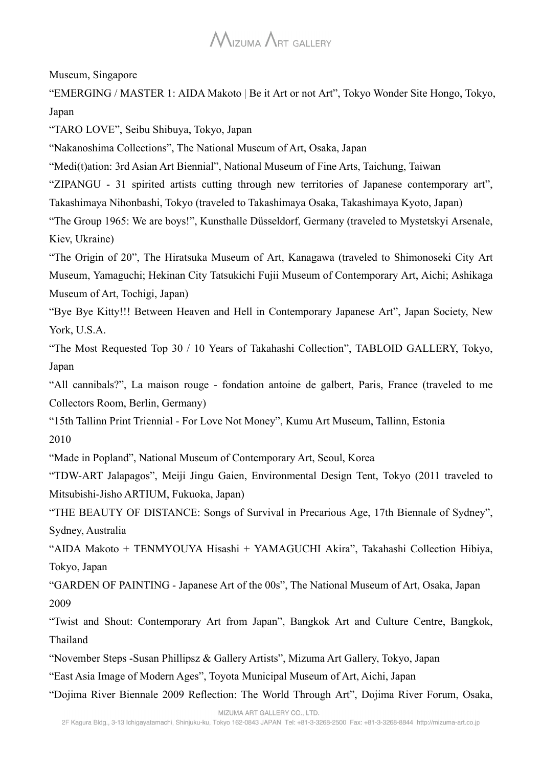Museum, Singapore

“EMERGING / MASTER 1: AIDA Makoto | Be it Art or not Art”, Tokyo Wonder Site Hongo, Tokyo, Japan

“TARO LOVE”, Seibu Shibuya, Tokyo, Japan

“Nakanoshima Collections”, The National Museum of Art, Osaka, Japan

“Medi(t)ation: 3rd Asian Art Biennial”, National Museum of Fine Arts, Taichung, Taiwan

“ZIPANGU - 31 spirited artists cutting through new territories of Japanese contemporary art”, Takashimaya Nihonbashi, Tokyo (traveled to Takashimaya Osaka, Takashimaya Kyoto, Japan)

“The Group 1965: We are boys!”, Kunsthalle Düsseldorf, Germany (traveled to Mystetskyi Arsenale, Kiev, Ukraine)

“The Origin of 20”, The Hiratsuka Museum of Art, Kanagawa (traveled to Shimonoseki City Art Museum, Yamaguchi; Hekinan City Tatsukichi Fujii Museum of Contemporary Art, Aichi; Ashikaga Museum of Art, Tochigi, Japan)

“Bye Bye Kitty!!! Between Heaven and Hell in Contemporary Japanese Art”, Japan Society, New York, U.S.A.

“The Most Requested Top 30 / 10 Years of Takahashi Collection”, TABLOID GALLERY, Tokyo, Japan

“All cannibals?”, La maison rouge - fondation antoine de galbert, Paris, France (traveled to me Collectors Room, Berlin, Germany)

“15th Tallinn Print Triennial - For Love Not Money”, Kumu Art Museum, Tallinn, Estonia

2010

“Made in Popland”, National Museum of Contemporary Art, Seoul, Korea

“TDW-ART Jalapagos”, Meiji Jingu Gaien, Environmental Design Tent, Tokyo (2011 traveled to Mitsubishi-Jisho ARTIUM, Fukuoka, Japan)

“THE BEAUTY OF DISTANCE: Songs of Survival in Precarious Age, 17th Biennale of Sydney”, Sydney, Australia

“AIDA Makoto + TENMYOUYA Hisashi + YAMAGUCHI Akira”, Takahashi Collection Hibiya, Tokyo, Japan

“GARDEN OF PAINTING - Japanese Art of the 00s”, The National Museum of Art, Osaka, Japan

2009

“Twist and Shout: Contemporary Art from Japan”, Bangkok Art and Culture Centre, Bangkok, Thailand

“November Steps -Susan Phillipsz & Gallery Artists”, Mizuma Art Gallery, Tokyo, Japan

“East Asia Image of Modern Ages”, Toyota Municipal Museum of Art, Aichi, Japan

“Dojima River Biennale 2009 Reflection: The World Through Art”, Dojima River Forum, Osaka,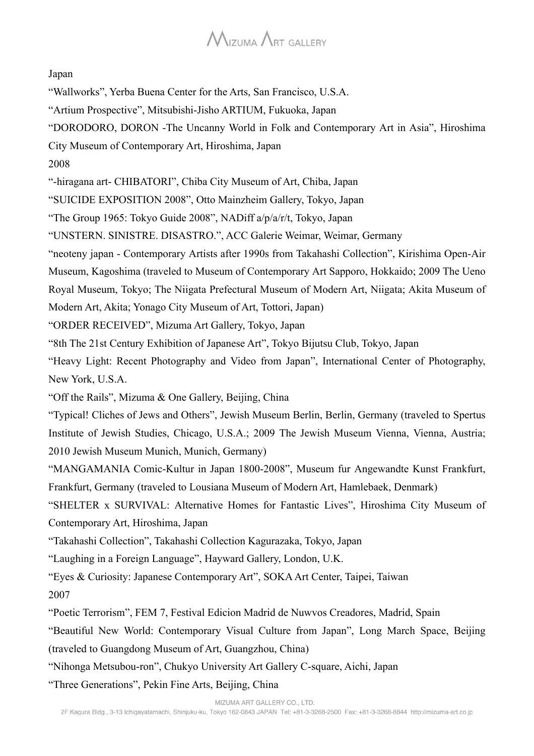Japan

“Wallworks”, Yerba Buena Center for the Arts, San Francisco, U.S.A.

“Artium Prospective”, Mitsubishi-Jisho ARTIUM, Fukuoka, Japan

“DORODORO, DORON -The Uncanny World in Folk and Contemporary Art in Asia”, Hiroshima City Museum of Contemporary Art, Hiroshima, Japan

2008

“-hiragana art- CHIBATORI”, Chiba City Museum of Art, Chiba, Japan

“SUICIDE EXPOSITION 2008”, Otto Mainzheim Gallery, Tokyo, Japan

“The Group 1965: Tokyo Guide 2008”, NADiff a/p/a/r/t, Tokyo, Japan

“UNSTERN. SINISTRE. DISASTRO.”, ACC Galerie Weimar, Weimar, Germany

“neoteny japan - Contemporary Artists after 1990s from Takahashi Collection”, Kirishima Open-Air Museum, Kagoshima (traveled to Museum of Contemporary Art Sapporo, Hokkaido; 2009 The Ueno Royal Museum, Tokyo; The Niigata Prefectural Museum of Modern Art, Niigata; Akita Museum of Modern Art, Akita; Yonago City Museum of Art, Tottori, Japan)

“ORDER RECEIVED”, Mizuma Art Gallery, Tokyo, Japan

“8th The 21st Century Exhibition of Japanese Art”, Tokyo Bijutsu Club, Tokyo, Japan

“Heavy Light: Recent Photography and Video from Japan”, International Center of Photography, New York, U.S.A.

“Off the Rails”, Mizuma & One Gallery, Beijing, China

“Typical! Cliches of Jews and Others”, Jewish Museum Berlin, Berlin, Germany (traveled to Spertus Institute of Jewish Studies, Chicago, U.S.A.; 2009 The Jewish Museum Vienna, Vienna, Austria; 2010 Jewish Museum Munich, Munich, Germany)

“MANGAMANIA Comic-Kultur in Japan 1800-2008”, Museum fur Angewandte Kunst Frankfurt, Frankfurt, Germany (traveled to Lousiana Museum of Modern Art, Hamlebaek, Denmark)

“SHELTER x SURVIVAL: Alternative Homes for Fantastic Lives”, Hiroshima City Museum of Contemporary Art, Hiroshima, Japan

“Takahashi Collection”, Takahashi Collection Kagurazaka, Tokyo, Japan

“Laughing in a Foreign Language”, Hayward Gallery, London, U.K.

“Eyes & Curiosity: Japanese Contemporary Art”, SOKA Art Center, Taipei, Taiwan

2007

“Poetic Terrorism”, FEM 7, Festival Edicion Madrid de Nuwvos Creadores, Madrid, Spain

“Beautiful New World: Contemporary Visual Culture from Japan”, Long March Space, Beijing (traveled to Guangdong Museum of Art, Guangzhou, China)

“Nihonga Metsubou-ron”, Chukyo University Art Gallery C-square, Aichi, Japan

“Three Generations”, Pekin Fine Arts, Beijing, China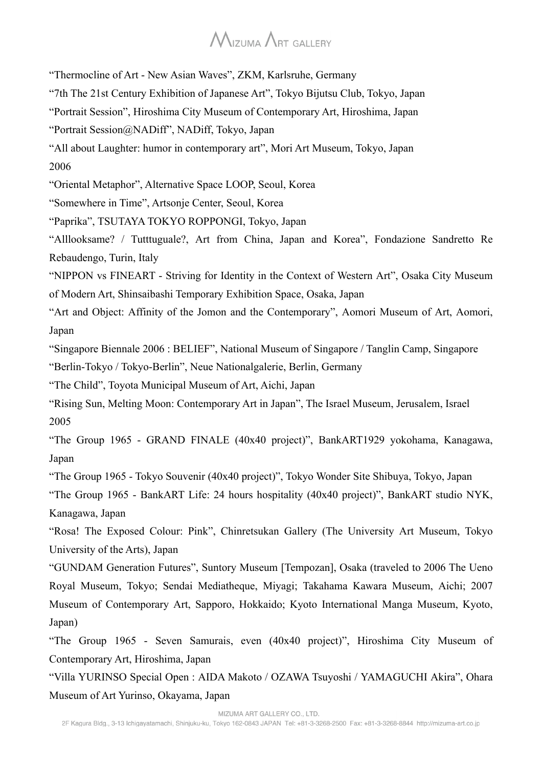“Thermocline of Art - New Asian Waves”, ZKM, Karlsruhe, Germany

“7th The 21st Century Exhibition of Japanese Art”, Tokyo Bijutsu Club, Tokyo, Japan

“Portrait Session”, Hiroshima City Museum of Contemporary Art, Hiroshima, Japan

“Portrait Session@NADiff”, NADiff, Tokyo, Japan

“All about Laughter: humor in contemporary art”, Mori Art Museum, Tokyo, Japan

2006

“Oriental Metaphor”, Alternative Space LOOP, Seoul, Korea

“Somewhere in Time”, Artsonje Center, Seoul, Korea

“Paprika”, TSUTAYA TOKYO ROPPONGI, Tokyo, Japan

“Alllooksame? / Tutttuguale?, Art from China, Japan and Korea”, Fondazione Sandretto Re Rebaudengo, Turin, Italy

“NIPPON vs FINEART - Striving for Identity in the Context of Western Art”, Osaka City Museum of Modern Art, Shinsaibashi Temporary Exhibition Space, Osaka, Japan

“Art and Object: Affinity of the Jomon and the Contemporary”, Aomori Museum of Art, Aomori, Japan

“Singapore Biennale 2006 : BELIEF”, National Museum of Singapore / Tanglin Camp, Singapore

“Berlin-Tokyo / Tokyo-Berlin”, Neue Nationalgalerie, Berlin, Germany

“The Child”, Toyota Municipal Museum of Art, Aichi, Japan

“Rising Sun, Melting Moon: Contemporary Art in Japan”, The Israel Museum, Jerusalem, Israel

2005

“The Group 1965 - GRAND FINALE (40x40 project)”, BankART1929 yokohama, Kanagawa, Japan

“The Group 1965 - Tokyo Souvenir (40x40 project)”, Tokyo Wonder Site Shibuya, Tokyo, Japan

“The Group 1965 - BankART Life: 24 hours hospitality (40x40 project)”, BankART studio NYK, Kanagawa, Japan

“Rosa! The Exposed Colour: Pink”, Chinretsukan Gallery (The University Art Museum, Tokyo University of the Arts), Japan

“GUNDAM Generation Futures”, Suntory Museum [Tempozan], Osaka (traveled to 2006 The Ueno Royal Museum, Tokyo; Sendai Mediatheque, Miyagi; Takahama Kawara Museum, Aichi; 2007 Museum of Contemporary Art, Sapporo, Hokkaido; Kyoto International Manga Museum, Kyoto, Japan)

“The Group 1965 - Seven Samurais, even (40x40 project)”, Hiroshima City Museum of Contemporary Art, Hiroshima, Japan

“Villa YURINSO Special Open : AIDA Makoto / OZAWA Tsuyoshi / YAMAGUCHI Akira”, Ohara Museum of Art Yurinso, Okayama, Japan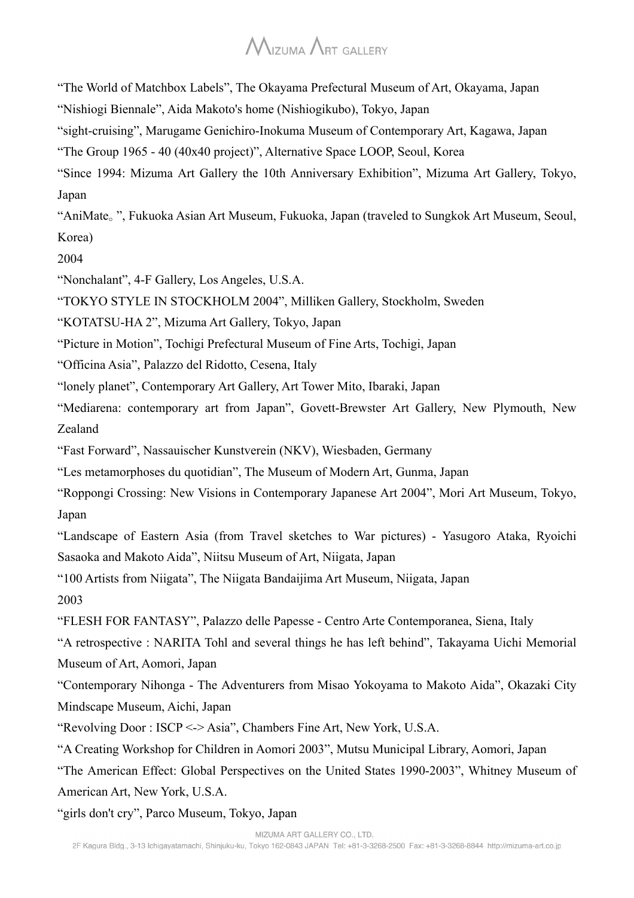"The World of Matchbox Labels", The Okayama Prefectural Museum of Art, Okayama, Japan

"Nishiogi Biennale", Aida Makoto's home (Nishiogikubo), Tokyo, Japan

"sight-cruising", Marugame Genichiro-Inokuma Museum of Contemporary Art, Kagawa, Japan

"The Group 1965 - 40 (40x40 project)", Alternative Space LOOP, Seoul, Korea

"Since 1994: Mizuma Art Gallery the 10th Anniversary Exhibition", Mizuma Art Gallery, Tokyo, Japan

"AniMate。", Fukuoka Asian Art Museum, Fukuoka, Japan (traveled to Sungkok Art Museum, Seoul, Korea)

2004

"Nonchalant", 4-F Gallery, Los Angeles, U.S.A.

"TOKYO STYLE IN STOCKHOLM 2004", Milliken Gallery, Stockholm, Sweden

"KOTATSU-HA 2", Mizuma Art Gallery, Tokyo, Japan

"Picture in Motion", Tochigi Prefectural Museum of Fine Arts, Tochigi, Japan

"Officina Asia", Palazzo del Ridotto, Cesena, Italy

"lonely planet", Contemporary Art Gallery, Art Tower Mito, Ibaraki, Japan

"Mediarena: contemporary art from Japan", Govett-Brewster Art Gallery, New Plymouth, New Zealand

"Fast Forward", Nassauischer Kunstverein (NKV), Wiesbaden, Germany

"Les metamorphoses du quotidian", The Museum of Modern Art, Gunma, Japan

"Roppongi Crossing: New Visions in Contemporary Japanese Art 2004", Mori Art Museum, Tokyo, Japan

"Landscape of Eastern Asia (from Travel sketches to War pictures) - Yasugoro Ataka, Ryoichi Sasaoka and Makoto Aida", Niitsu Museum of Art, Niigata, Japan

"100 Artists from Niigata", The Niigata Bandaijima Art Museum, Niigata, Japan

2003

"FLESH FOR FANTASY", Palazzo delle Papesse - Centro Arte Contemporanea, Siena, Italy

"A retrospective : NARITA Tohl and several things he has left behind", Takayama Uichi Memorial Museum of Art, Aomori, Japan

"Contemporary Nihonga - The Adventurers from Misao Yokoyama to Makoto Aida", Okazaki City Mindscape Museum, Aichi, Japan

"Revolving Door : ISCP <-> Asia", Chambers Fine Art, New York, U.S.A.

"A Creating Workshop for Children in Aomori 2003", Mutsu Municipal Library, Aomori, Japan

"The American Effect: Global Perspectives on the United States 1990-2003", Whitney Museum of American Art, New York, U.S.A.

"girls don't cry", Parco Museum, Tokyo, Japan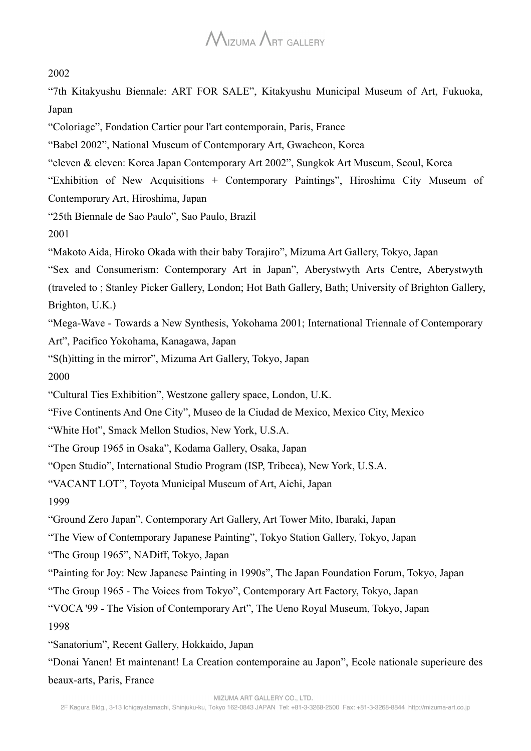2002

“7th Kitakyushu Biennale: ART FOR SALE”, Kitakyushu Municipal Museum of Art, Fukuoka, Japan

“Coloriage”, Fondation Cartier pour l'art contemporain, Paris, France

“Babel 2002”, National Museum of Contemporary Art, Gwacheon, Korea

“eleven & eleven: Korea Japan Contemporary Art 2002”, Sungkok Art Museum, Seoul, Korea

“Exhibition of New Acquisitions + Contemporary Paintings”, Hiroshima City Museum of Contemporary Art, Hiroshima, Japan

“25th Biennale de Sao Paulo”, Sao Paulo, Brazil

2001

“Makoto Aida, Hiroko Okada with their baby Torajiro”, Mizuma Art Gallery, Tokyo, Japan

“Sex and Consumerism: Contemporary Art in Japan”, Aberystwyth Arts Centre, Aberystwyth (traveled to ; Stanley Picker Gallery, London; Hot Bath Gallery, Bath; University of Brighton Gallery, Brighton, U.K.)

“Mega-Wave - Towards a New Synthesis, Yokohama 2001; International Triennale of Contemporary Art”, Pacifico Yokohama, Kanagawa, Japan

“S(h)itting in the mirror”, Mizuma Art Gallery, Tokyo, Japan

2000

“Cultural Ties Exhibition”, Westzone gallery space, London, U.K.

“Five Continents And One City”, Museo de la Ciudad de Mexico, Mexico City, Mexico

“White Hot”, Smack Mellon Studios, New York, U.S.A.

“The Group 1965 in Osaka”, Kodama Gallery, Osaka, Japan

“Open Studio”, International Studio Program (ISP, Tribeca), New York, U.S.A.

“VACANT LOT”, Toyota Municipal Museum of Art, Aichi, Japan

1999

“Ground Zero Japan”, Contemporary Art Gallery, Art Tower Mito, Ibaraki, Japan

“The View of Contemporary Japanese Painting”, Tokyo Station Gallery, Tokyo, Japan

“The Group 1965”, NADiff, Tokyo, Japan

“Painting for Joy: New Japanese Painting in 1990s”, The Japan Foundation Forum, Tokyo, Japan

“The Group 1965 - The Voices from Tokyo”, Contemporary Art Factory, Tokyo, Japan

“VOCA '99 - The Vision of Contemporary Art”, The Ueno Royal Museum, Tokyo, Japan

1998

“Sanatorium”, Recent Gallery, Hokkaido, Japan

“Donai Yanen! Et maintenant! La Creation contemporaine au Japon”, Ecole nationale superieure des beaux-arts, Paris, France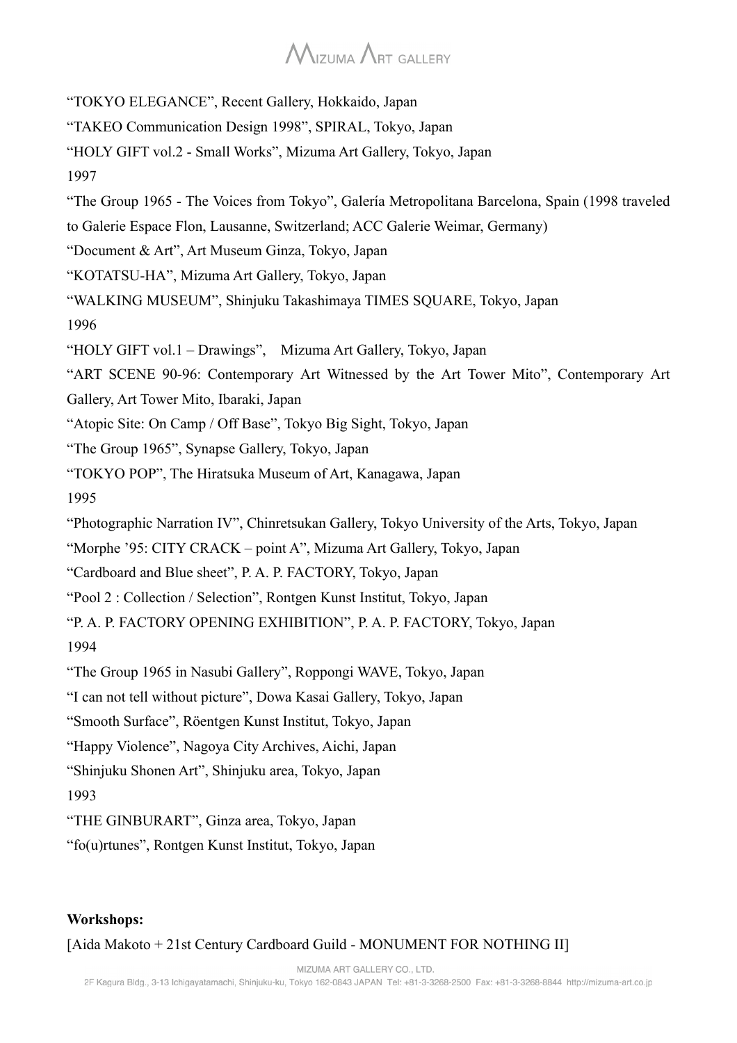"TOKYO ELEGANCE", Recent Gallery, Hokkaido, Japan

"TAKEO Communication Design 1998", SPIRAL, Tokyo, Japan

"HOLY GIFT vol.2 - Small Works", Mizuma Art Gallery, Tokyo, Japan

1997

"The Group 1965 - The Voices from Tokyo", Galería Metropolitana Barcelona, Spain (1998 traveled to Galerie Espace Flon, Lausanne, Switzerland; ACC Galerie Weimar, Germany)

"Document & Art", Art Museum Ginza, Tokyo, Japan

"KOTATSU-HA", Mizuma Art Gallery, Tokyo, Japan

"WALKING MUSEUM", Shinjuku Takashimaya TIMES SQUARE, Tokyo, Japan

1996

"HOLY GIFT vol.1 – Drawings", Mizuma Art Gallery, Tokyo, Japan

"ART SCENE 90-96: Contemporary Art Witnessed by the Art Tower Mito", Contemporary Art Gallery, Art Tower Mito, Ibaraki, Japan

"Atopic Site: On Camp / Off Base", Tokyo Big Sight, Tokyo, Japan

"The Group 1965", Synapse Gallery, Tokyo, Japan

"TOKYO POP", The Hiratsuka Museum of Art, Kanagawa, Japan

1995

"Photographic Narration IV", Chinretsukan Gallery, Tokyo University of the Arts, Tokyo, Japan

"Morphe '95: CITY CRACK – point A", Mizuma Art Gallery, Tokyo, Japan

"Cardboard and Blue sheet", P. A. P. FACTORY, Tokyo, Japan

"Pool 2 : Collection / Selection", Rontgen Kunst Institut, Tokyo, Japan

"P. A. P. FACTORY OPENING EXHIBITION", P. A. P. FACTORY, Tokyo, Japan

1994

"The Group 1965 in Nasubi Gallery", Roppongi WAVE, Tokyo, Japan

"I can not tell without picture", Dowa Kasai Gallery, Tokyo, Japan

"Smooth Surface", Röentgen Kunst Institut, Tokyo, Japan

"Happy Violence", Nagoya City Archives, Aichi, Japan

"Shinjuku Shonen Art", Shinjuku area, Tokyo, Japan

1993

"THE GINBURART", Ginza area, Tokyo, Japan

"fo(u)rtunes", Rontgen Kunst Institut, Tokyo, Japan

**Workshops:**

[Aida Makoto + 21st Century Cardboard Guild - MONUMENT FOR NOTHING II]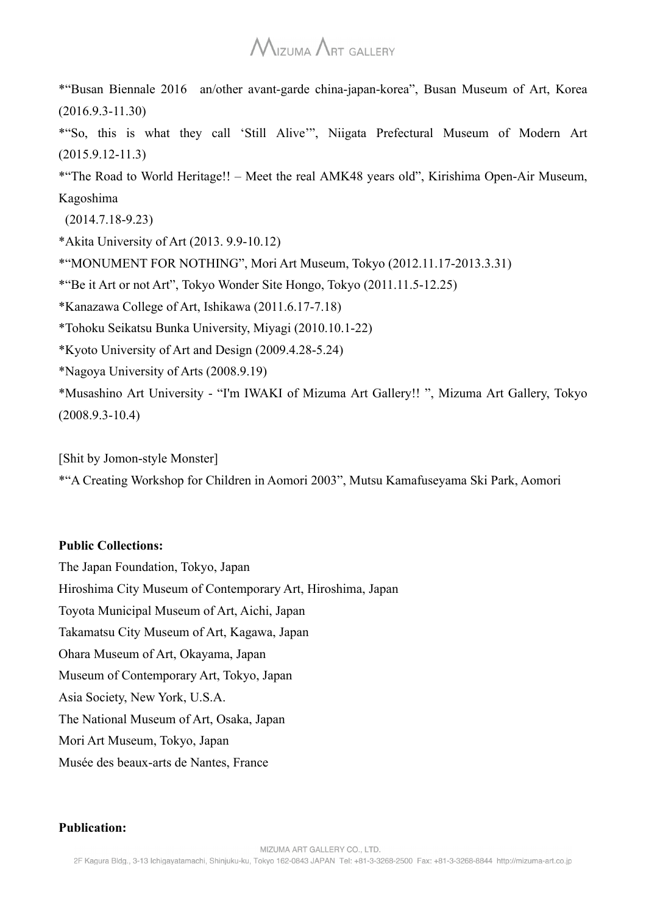*“Busan Biennale 2016 an/other avant-garde china-japan-korea”, Busan Museum of Art, Korea (2016.9.3-11.30)

*“So, this is what they call ‘Still Alive’”, Niigata Prefectural Museum of Modern Art (2015.9.12-11.3)

*“The Road to World Heritage!! – Meet the real AMK48 years old”, Kirishima Open-Air Museum, Kagoshima (2014.7.18-9.23)

*Akita University of Art (2013. 9.9-10.12)

*“MONUMENT FOR NOTHING”, Mori Art Museum, Tokyo (2012.11.17-2013.3.31)

*“Be it Art or not Art”, Tokyo Wonder Site Hongo, Tokyo (2011.11.5-12.25)

*Kanazawa College of Art, Ishikawa (2011.6.17-7.18)

*Tohoku Seikatsu Bunka University, Miyagi (2010.10.1-22)

*Kyoto University of Art and Design (2009.4.28-5.24)

*Nagoya University of Arts (2008.9.19)

*Musashino Art University - “I'm IWAKI of Mizuma Art Gallery!! ”, Mizuma Art Gallery, Tokyo (2008.9.3-10.4)

[Shit by Jomon-style Monster]

*“A Creating Workshop for Children in Aomori 2003”, Mutsu Kamafuseyama Ski Park, Aomori

**Public Collections:**

The Japan Foundation, Tokyo, Japan

Hiroshima City Museum of Contemporary Art, Hiroshima, Japan

Toyota Municipal Museum of Art, Aichi, Japan

Takamatsu City Museum of Art, Kagawa, Japan

Ohara Museum of Art, Okayama, Japan

Museum of Contemporary Art, Tokyo, Japan

Asia Society, New York, U.S.A.

The National Museum of Art, Osaka, Japan

Mori Art Museum, Tokyo, Japan

Musée des beaux-arts de Nantes, France

**Publication:**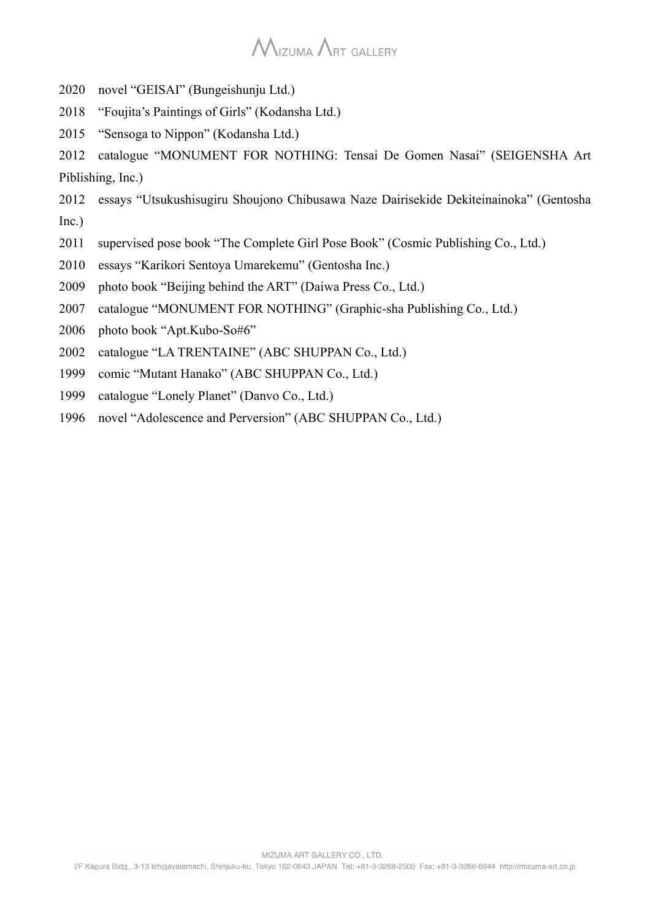2020 novel “GEISAI” (Bungeishunju Ltd.)

2018 “Foujita’s Paintings of Girls” (Kodansha Ltd.)

2015 “Sensoga to Nippon” (Kodansha Ltd.)

2012 catalogue “MONUMENT FOR NOTHING: Tensai De Gomen Nasai” (SEIGENSHA Art Piblishing, Inc.)

2012 essays “Utsukushisugiru Shoujono Chibusawa Naze Dairisekide Dekiteinainoka” (Gentosha Inc.)

2011 supervised pose book “The Complete Girl Pose Book” (Cosmic Publishing Co., Ltd.)

2010 essays “Karikori Sentoya Umarekemu” (Gentosha Inc.)

2009 photo book “Beijing behind the ART” (Daiwa Press Co., Ltd.)

2007 catalogue “MONUMENT FOR NOTHING” (Graphic-sha Publishing Co., Ltd.)

2006 photo book “Apt.Kubo-So#6”

2002 catalogue “LA TRENTAINE” (ABC SHUPPAN Co., Ltd.)

1999 comic “Mutant Hanako” (ABC SHUPPAN Co., Ltd.)

1999 catalogue “Lonely Planet” (Danvo Co., Ltd.)

1996 novel “Adolescence and Perversion” (ABC SHUPPAN Co., Ltd.)